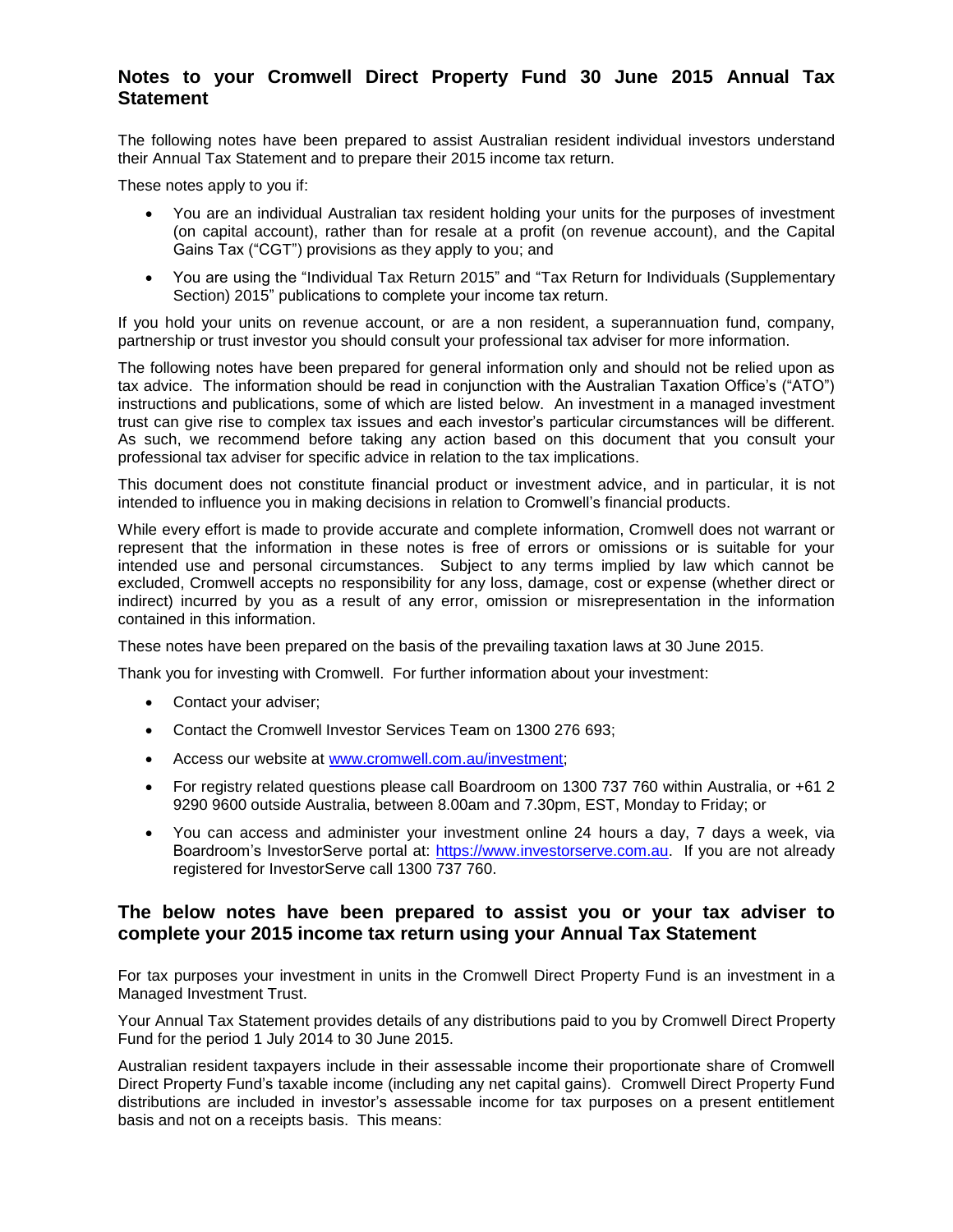## Notes to your Cromwell Direct Property Fund 30 June 2015 Annual Tax Statement

The following notes have been prepared to assist Australian resident individual investors understand their Annual Tax Statement and to prepare their 2015 income tax return.

These notes apply to you if:

- You are an individual Australian tax resident holding your units for the purposes of investment (on capital account), rather than for resale at a profit (on revenue account), and the Capital Gains Tax ("CGT") provisions as they apply to you; and
- You are using the "Individual Tax Return 2015" and "Tax Return for Individuals (Supplementary Section) 2015" publications to complete your income tax return.

If you hold your units on revenue account, or are a non resident, a superannuation fund, company, partnership or trust investor you should consult your professional tax adviser for more information.

The following notes have been prepared for general information only and should not be relied upon as tax advice. The information should be read in conjunction with the Australian Taxation Office's ("ATO") instructions and publications, some of which are listed below. An investment in a managed investment trust can give rise to complex tax issues and each investor's particular circumstances will be different. As such, we recommend before taking any action based on this document that you consult your professional tax adviser for specific advice in relation to the tax implications.

This document does not constitute financial product or investment advice, and in particular, it is not intended to influence you in making decisions in relation to Cromwell's financial products.

While every effort is made to provide accurate and complete information, Cromwell does not warrant or represent that the information in these notes is free of errors or omissions or is suitable for your intended use and personal circumstances. Subject to any terms implied by law which cannot be excluded, Cromwell accepts no responsibility for any loss, damage, cost or expense (whether direct or indirect) incurred by you as a result of any error, omission or misrepresentation in the information contained in this information.

These notes have been prepared on the basis of the prevailing taxation laws at 30 June 2015.

Thank you for investing with Cromwell. For further information about your investment:

- Contact your adviser;
- Contact the Cromwell Investor Services Team on 1300 276 693;
- Access our website at www.cromwell.com.au/investment;
- For registry related questions please call Boardroom on 1300 737 760 within Australia, or +61 2 9290 9600 outside Australia, between 8.00am and 7.30pm, EST, Monday to Friday; or
- You can access and administer your investment online 24 hours a day, 7 days a week, via Boardroom's InvestorServe portal at: https://www.investorserve.com.au. If you are not already registered for InvestorServe call 1300 737 760.

## The below notes have been prepared to assist you or your tax adviser to complete your 2015 income tax return using your Annual Tax Statement

For tax purposes your investment in units in the Cromwell Direct Property Fund is an investment in a Managed Investment Trust.

Your Annual Tax Statement provides details of any distributions paid to you by Cromwell Direct Property Fund for the period 1 July 2014 to 30 June 2015.

Australian resident taxpayers include in their assessable income their proportionate share of Cromwell Direct Property Fund's taxable income (including any net capital gains). Cromwell Direct Property Fund distributions are included in investor's assessable income for tax purposes on a present entitlement basis and not on a receipts basis. This means: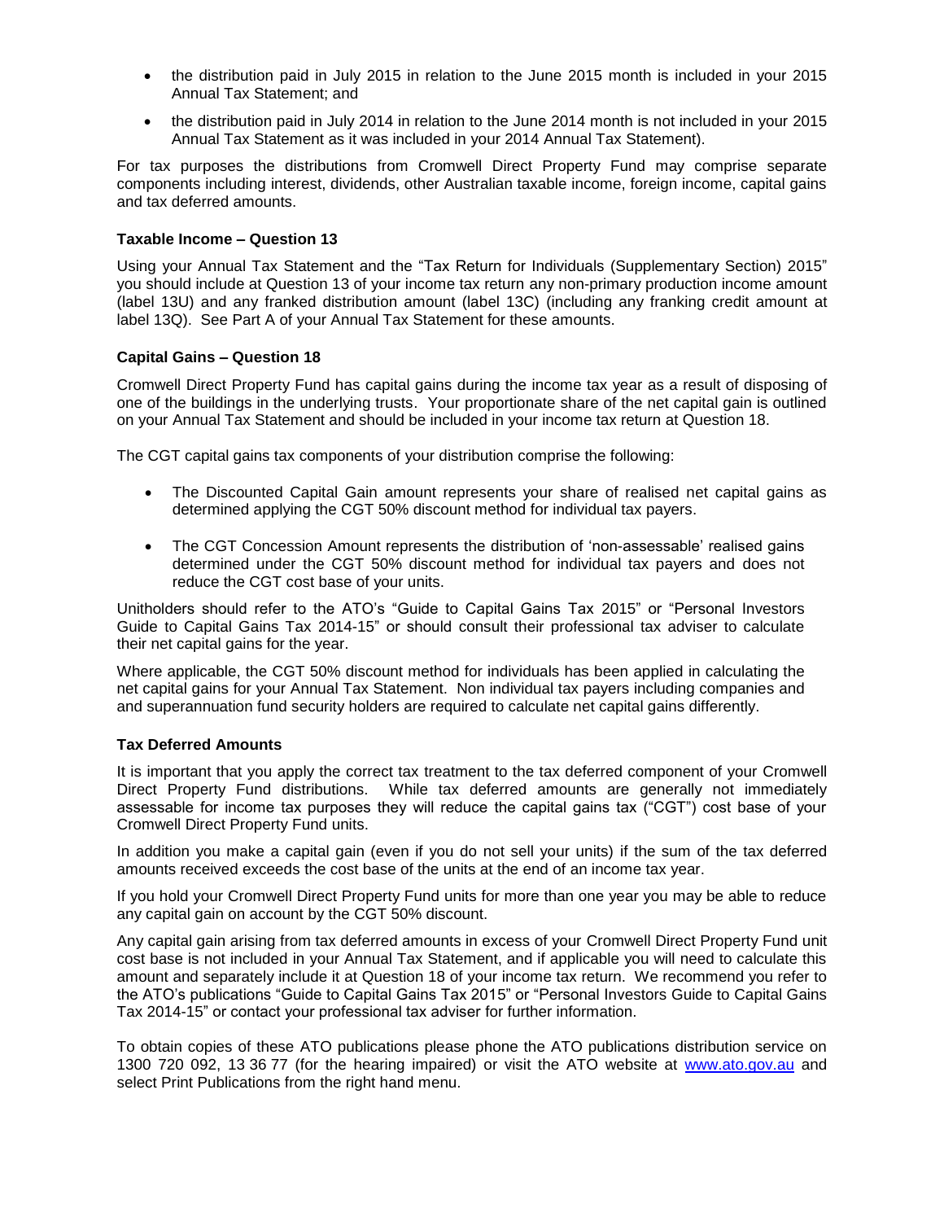- the distribution paid in July 2015 in relation to the June 2015 month is included in your 2015 Annual Tax Statement; and
- the distribution paid in July 2014 in relation to the June 2014 month is not included in your 2015 Annual Tax Statement as it was included in your 2014 Annual Tax Statement).

For tax purposes the distributions from Cromwell Direct Property Fund may comprise separate components including interest, dividends, other Australian taxable income, foreign income, capital gains and tax deferred amounts.

**Taxable Income – Question 13**

Using your Annual Tax Statement and the "Tax Return for Individuals (Supplementary Section) 2015" you should include at Question 13 of your income tax return any non-primary production income amount (label 13U) and any franked distribution amount (label 13C) (including any franking credit amount at label 13Q). See Part A of your Annual Tax Statement for these amounts.

**Capital Gains – Question 18**

Cromwell Direct Property Fund has capital gains during the income tax year as a result of disposing of one of the buildings in the underlying trusts. Your proportionate share of the net capital gain is outlined on your Annual Tax Statement and should be included in your income tax return at Question 18.

The CGT capital gains tax components of your distribution comprise the following:

- The Discounted Capital Gain amount represents your share of realised net capital gains as determined applying the CGT 50% discount method for individual tax payers.
- The CGT Concession Amount represents the distribution of 'non-assessable' realised gains determined under the CGT 50% discount method for individual tax payers and does not reduce the CGT cost base of your units.

Unitholders should refer to the ATO's "Guide to Capital Gains Tax 2015" or "Personal Investors Guide to Capital Gains Tax 2014-15" or should consult their professional tax adviser to calculate their net capital gains for the year.

Where applicable, the CGT 50% discount method for individuals has been applied in calculating the net capital gains for your Annual Tax Statement. Non individual tax payers including companies and and superannuation fund security holders are required to calculate net capital gains differently.

**Tax Deferred Amounts**

It is important that you apply the correct tax treatment to the tax deferred component of your Cromwell Direct Property Fund distributions. While tax deferred amounts are generally not immediately assessable for income tax purposes they will reduce the capital gains tax ("CGT") cost base of your Cromwell Direct Property Fund units.

In addition you make a capital gain (even if you do not sell your units) if the sum of the tax deferred amounts received exceeds the cost base of the units at the end of an income tax year.

If you hold your Cromwell Direct Property Fund units for more than one year you may be able to reduce any capital gain on account by the CGT 50% discount.

Any capital gain arising from tax deferred amounts in excess of your Cromwell Direct Property Fund unit cost base is not included in your Annual Tax Statement, and if applicable you will need to calculate this amount and separately include it at Question 18 of your income tax return. We recommend you refer to the ATO's publications "Guide to Capital Gains Tax 2015" or "Personal Investors Guide to Capital Gains Tax 2014-15" or contact your professional tax adviser for further information.

To obtain copies of these ATO publications please phone the ATO publications distribution service on 1300 720 092, 13 36 77 (for the hearing impaired) or visit the ATO website at www.ato.gov.au and select Print Publications from the right hand menu.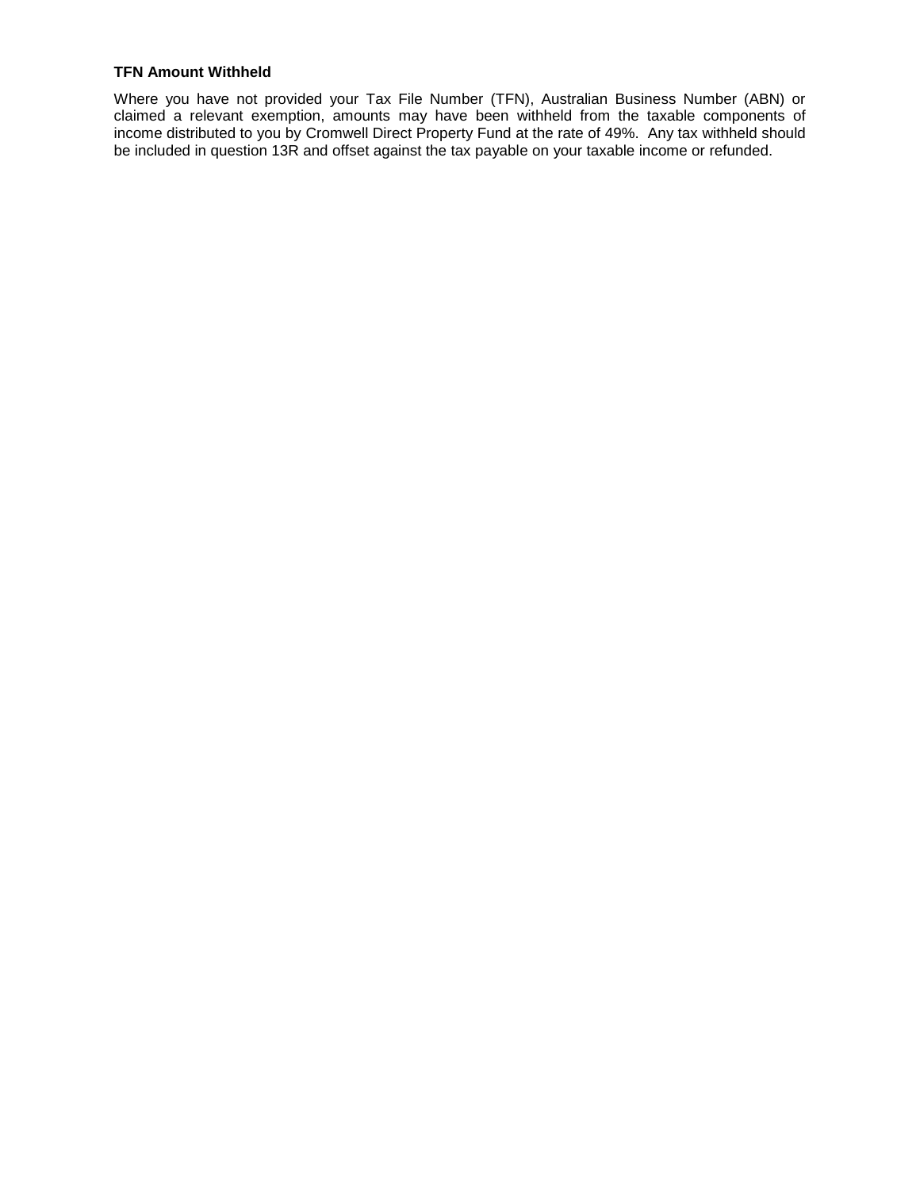**TFN Amount Withheld**

Where you have not provided your Tax File Number (TFN), Australian Business Number (ABN) or claimed a relevant exemption, amounts may have been withheld from the taxable components of income distributed to you by Cromwell Direct Property Fund at the rate of 49%. Any tax withheld should be included in question 13R and offset against the tax payable on your taxable income or refunded.